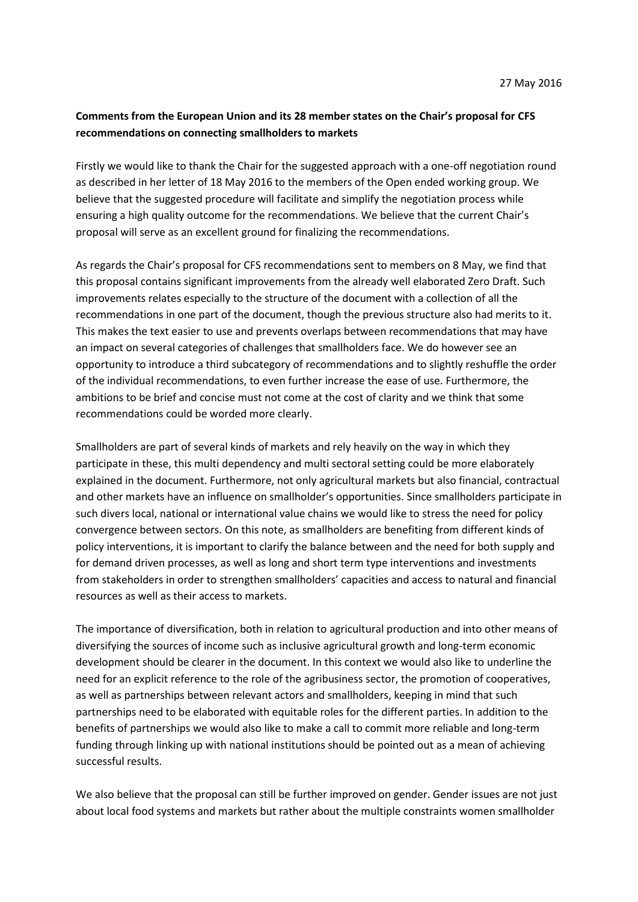27 May 2016

**Comments from the European Union and its 28 member states on the Chair's proposal for CFS recommendations on connecting smallholders to markets**

Firstly we would like to thank the Chair for the suggested approach with a one-off negotiation round as described in her letter of 18 May 2016 to the members of the Open ended working group. We believe that the suggested procedure will facilitate and simplify the negotiation process while ensuring a high quality outcome for the recommendations. We believe that the current Chair's proposal will serve as an excellent ground for finalizing the recommendations.

As regards the Chair's proposal for CFS recommendations sent to members on 8 May, we find that this proposal contains significant improvements from the already well elaborated Zero Draft. Such improvements relates especially to the structure of the document with a collection of all the recommendations in one part of the document, though the previous structure also had merits to it. This makes the text easier to use and prevents overlaps between recommendations that may have an impact on several categories of challenges that smallholders face. We do however see an opportunity to introduce a third subcategory of recommendations and to slightly reshuffle the order of the individual recommendations, to even further increase the ease of use. Furthermore, the ambitions to be brief and concise must not come at the cost of clarity and we think that some recommendations could be worded more clearly.

Smallholders are part of several kinds of markets and rely heavily on the way in which they participate in these, this multi dependency and multi sectoral setting could be more elaborately explained in the document. Furthermore, not only agricultural markets but also financial, contractual and other markets have an influence on smallholder's opportunities. Since smallholders participate in such divers local, national or international value chains we would like to stress the need for policy convergence between sectors. On this note, as smallholders are benefiting from different kinds of policy interventions, it is important to clarify the balance between and the need for both supply and for demand driven processes, as well as long and short term type interventions and investments from stakeholders in order to strengthen smallholders' capacities and access to natural and financial resources as well as their access to markets.

The importance of diversification, both in relation to agricultural production and into other means of diversifying the sources of income such as inclusive agricultural growth and long-term economic development should be clearer in the document. In this context we would also like to underline the need for an explicit reference to the role of the agribusiness sector, the promotion of cooperatives, as well as partnerships between relevant actors and smallholders, keeping in mind that such partnerships need to be elaborated with equitable roles for the different parties. In addition to the benefits of partnerships we would also like to make a call to commit more reliable and long-term funding through linking up with national institutions should be pointed out as a mean of achieving successful results.

We also believe that the proposal can still be further improved on gender. Gender issues are not just about local food systems and markets but rather about the multiple constraints women smallholder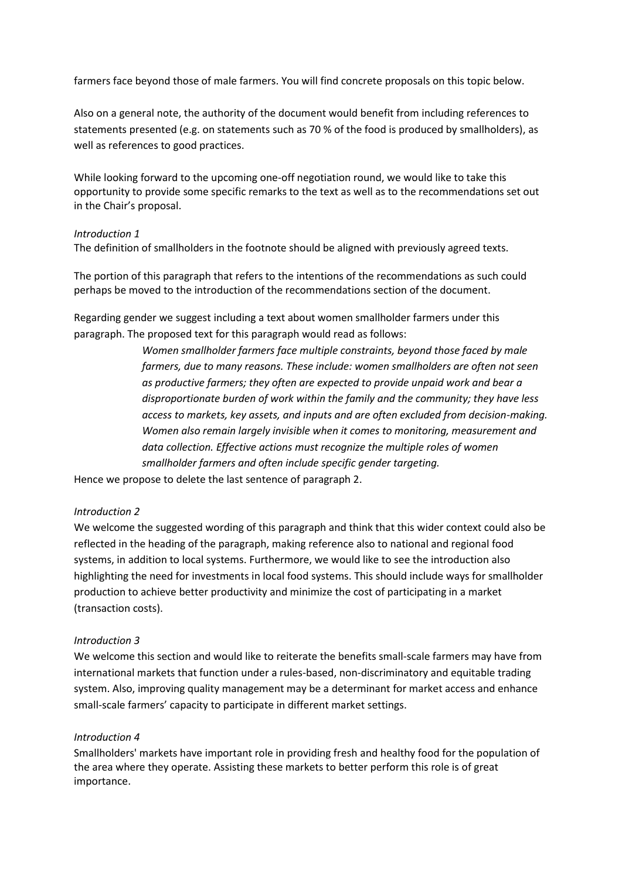farmers face beyond those of male farmers. You will find concrete proposals on this topic below.

Also on a general note, the authority of the document would benefit from including references to statements presented (e.g. on statements such as 70 % of the food is produced by smallholders), as well as references to good practices.

While looking forward to the upcoming one-off negotiation round, we would like to take this opportunity to provide some specific remarks to the text as well as to the recommendations set out in the Chair's proposal.

*Introduction 1*

The definition of smallholders in the footnote should be aligned with previously agreed texts.

The portion of this paragraph that refers to the intentions of the recommendations as such could perhaps be moved to the introduction of the recommendations section of the document.

Regarding gender we suggest including a text about women smallholder farmers under this paragraph. The proposed text for this paragraph would read as follows:

> *Women smallholder farmers face multiple constraints, beyond those faced by male farmers, due to many reasons. These include: women smallholders are often not seen as productive farmers; they often are expected to provide unpaid work and bear a disproportionate burden of work within the family and the community; they have less access to markets, key assets, and inputs and are often excluded from decision-making. Women also remain largely invisible when it comes to monitoring, measurement and data collection. Effective actions must recognize the multiple roles of women smallholder farmers and often include specific gender targeting.*

Hence we propose to delete the last sentence of paragraph 2.

*Introduction 2*

We welcome the suggested wording of this paragraph and think that this wider context could also be reflected in the heading of the paragraph, making reference also to national and regional food systems, in addition to local systems. Furthermore, we would like to see the introduction also highlighting the need for investments in local food systems. This should include ways for smallholder production to achieve better productivity and minimize the cost of participating in a market (transaction costs).

*Introduction 3*

We welcome this section and would like to reiterate the benefits small-scale farmers may have from international markets that function under a rules-based, non-discriminatory and equitable trading system. Also, improving quality management may be a determinant for market access and enhance small-scale farmers' capacity to participate in different market settings.

*Introduction 4*

Smallholders' markets have important role in providing fresh and healthy food for the population of the area where they operate. Assisting these markets to better perform this role is of great importance.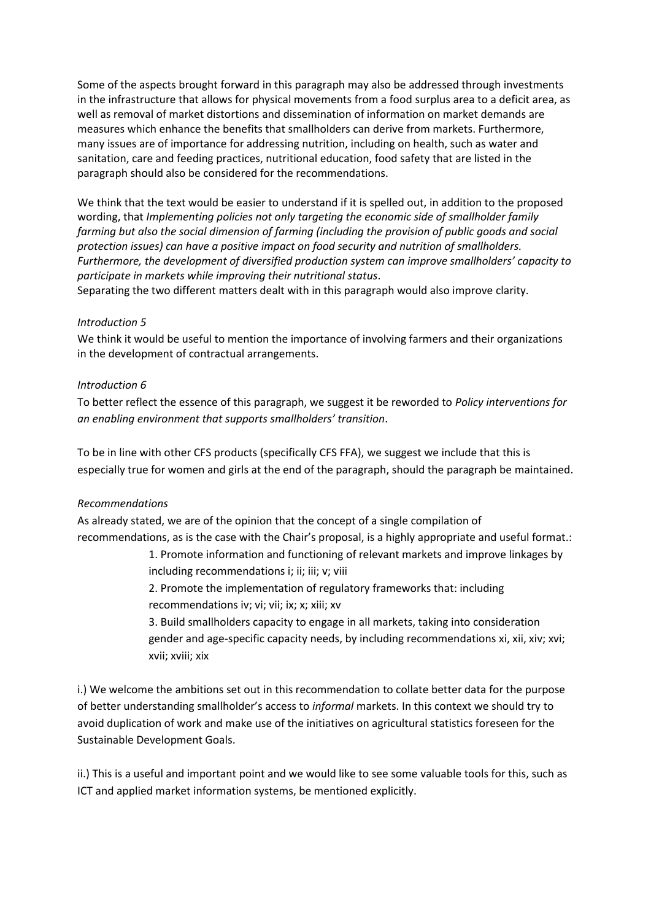Some of the aspects brought forward in this paragraph may also be addressed through investments in the infrastructure that allows for physical movements from a food surplus area to a deficit area, as well as removal of market distortions and dissemination of information on market demands are measures which enhance the benefits that smallholders can derive from markets. Furthermore, many issues are of importance for addressing nutrition, including on health, such as water and sanitation, care and feeding practices, nutritional education, food safety that are listed in the paragraph should also be considered for the recommendations.

We think that the text would be easier to understand if it is spelled out, in addition to the proposed wording, that *Implementing policies not only targeting the economic side of smallholder family farming but also the social dimension of farming (including the provision of public goods and social protection issues) can have a positive impact on food security and nutrition of smallholders. Furthermore, the development of diversified production system can improve smallholders' capacity to participate in markets while improving their nutritional status*.
Separating the two different matters dealt with in this paragraph would also improve clarity.

*Introduction 5*

We think it would be useful to mention the importance of involving farmers and their organizations in the development of contractual arrangements.

*Introduction 6*

To better reflect the essence of this paragraph, we suggest it be reworded to *Policy interventions for an enabling environment that supports smallholders' transition*.

To be in line with other CFS products (specifically CFS FFA), we suggest we include that this is especially true for women and girls at the end of the paragraph, should the paragraph be maintained.

*Recommendations*

As already stated, we are of the opinion that the concept of a single compilation of recommendations, as is the case with the Chair's proposal, is a highly appropriate and useful format.:

1. Promote information and functioning of relevant markets and improve linkages by including recommendations i; ii; iii; v; viii
2. Promote the implementation of regulatory frameworks that: including recommendations iv; vi; vii; ix; x; xiii; xv
3. Build smallholders capacity to engage in all markets, taking into consideration gender and age-specific capacity needs, by including recommendations xi, xii, xiv; xvi; xvii; xviii; xix

i.) We welcome the ambitions set out in this recommendation to collate better data for the purpose of better understanding smallholder's access to *informal* markets. In this context we should try to avoid duplication of work and make use of the initiatives on agricultural statistics foreseen for the Sustainable Development Goals.

ii.) This is a useful and important point and we would like to see some valuable tools for this, such as ICT and applied market information systems, be mentioned explicitly.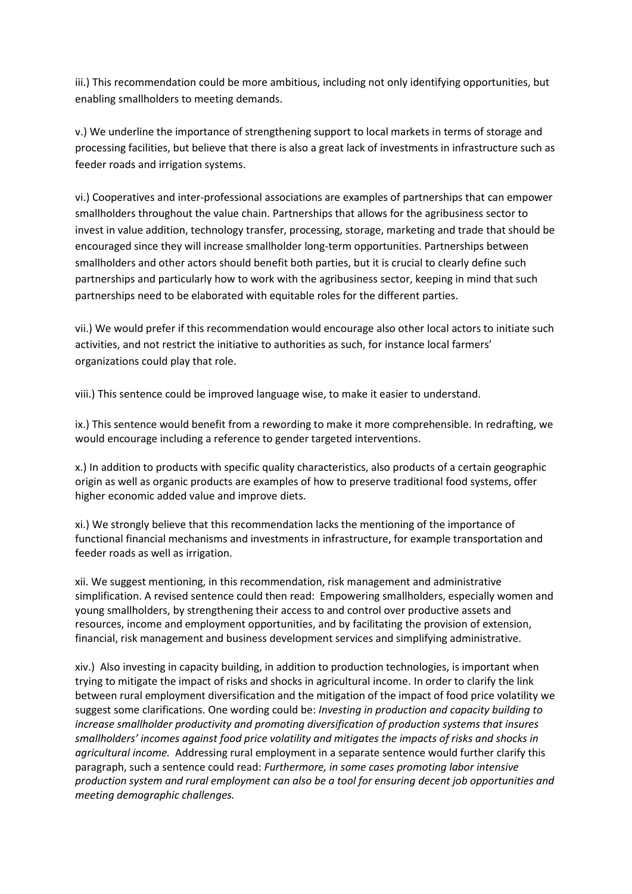iii.) This recommendation could be more ambitious, including not only identifying opportunities, but enabling smallholders to meeting demands.

v.) We underline the importance of strengthening support to local markets in terms of storage and processing facilities, but believe that there is also a great lack of investments in infrastructure such as feeder roads and irrigation systems.

vi.) Cooperatives and inter-professional associations are examples of partnerships that can empower smallholders throughout the value chain. Partnerships that allows for the agribusiness sector to invest in value addition, technology transfer, processing, storage, marketing and trade that should be encouraged since they will increase smallholder long-term opportunities. Partnerships between smallholders and other actors should benefit both parties, but it is crucial to clearly define such partnerships and particularly how to work with the agribusiness sector, keeping in mind that such partnerships need to be elaborated with equitable roles for the different parties.

vii.) We would prefer if this recommendation would encourage also other local actors to initiate such activities, and not restrict the initiative to authorities as such, for instance local farmers' organizations could play that role.

viii.) This sentence could be improved language wise, to make it easier to understand.

ix.) This sentence would benefit from a rewording to make it more comprehensible. In redrafting, we would encourage including a reference to gender targeted interventions.

x.) In addition to products with specific quality characteristics, also products of a certain geographic origin as well as organic products are examples of how to preserve traditional food systems, offer higher economic added value and improve diets.

xi.) We strongly believe that this recommendation lacks the mentioning of the importance of functional financial mechanisms and investments in infrastructure, for example transportation and feeder roads as well as irrigation.

xii. We suggest mentioning, in this recommendation, risk management and administrative simplification. A revised sentence could then read: Empowering smallholders, especially women and young smallholders, by strengthening their access to and control over productive assets and resources, income and employment opportunities, and by facilitating the provision of extension, financial, risk management and business development services and simplifying administrative.

xiv.) Also investing in capacity building, in addition to production technologies, is important when trying to mitigate the impact of risks and shocks in agricultural income. In order to clarify the link between rural employment diversification and the mitigation of the impact of food price volatility we suggest some clarifications. One wording could be: *Investing in production and capacity building to increase smallholder productivity and promoting diversification of production systems that insures smallholders' incomes against food price volatility and mitigates the impacts of risks and shocks in agricultural income.* Addressing rural employment in a separate sentence would further clarify this paragraph, such a sentence could read: *Furthermore, in some cases promoting labor intensive production system and rural employment can also be a tool for ensuring decent job opportunities and meeting demographic challenges.*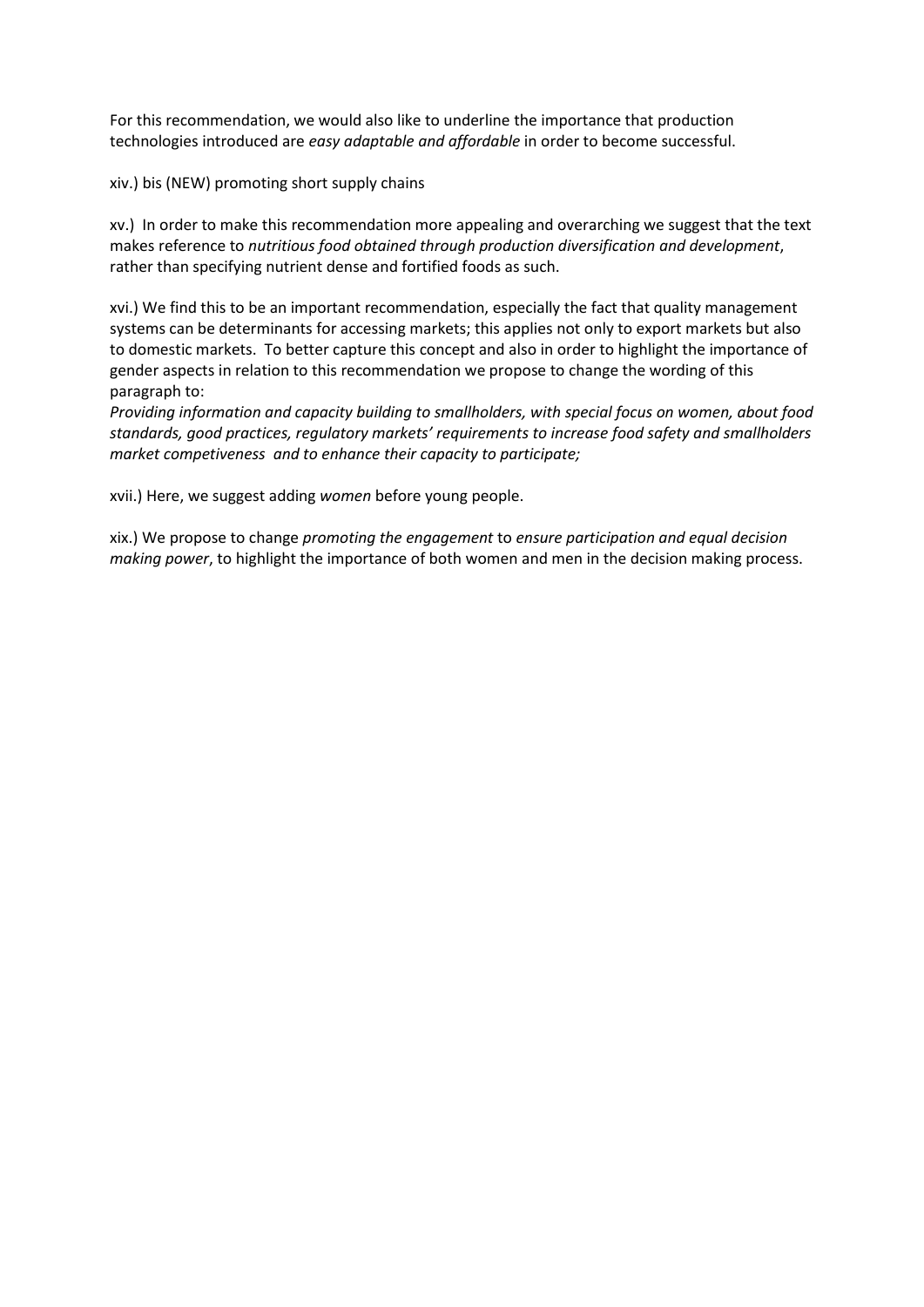For this recommendation, we would also like to underline the importance that production technologies introduced are *easy adaptable and affordable* in order to become successful.

xiv.) bis (NEW) promoting short supply chains

xv.) In order to make this recommendation more appealing and overarching we suggest that the text makes reference to *nutritious food obtained through production diversification and development*, rather than specifying nutrient dense and fortified foods as such.

xvi.) We find this to be an important recommendation, especially the fact that quality management systems can be determinants for accessing markets; this applies not only to export markets but also to domestic markets. To better capture this concept and also in order to highlight the importance of gender aspects in relation to this recommendation we propose to change the wording of this paragraph to:
*Providing information and capacity building to smallholders, with special focus on women, about food standards, good practices, regulatory markets' requirements to increase food safety and smallholders market competiveness and to enhance their capacity to participate;*

xvii.) Here, we suggest adding *women* before young people.

xix.) We propose to change *promoting the engagement* to *ensure participation and equal decision making power*, to highlight the importance of both women and men in the decision making process.